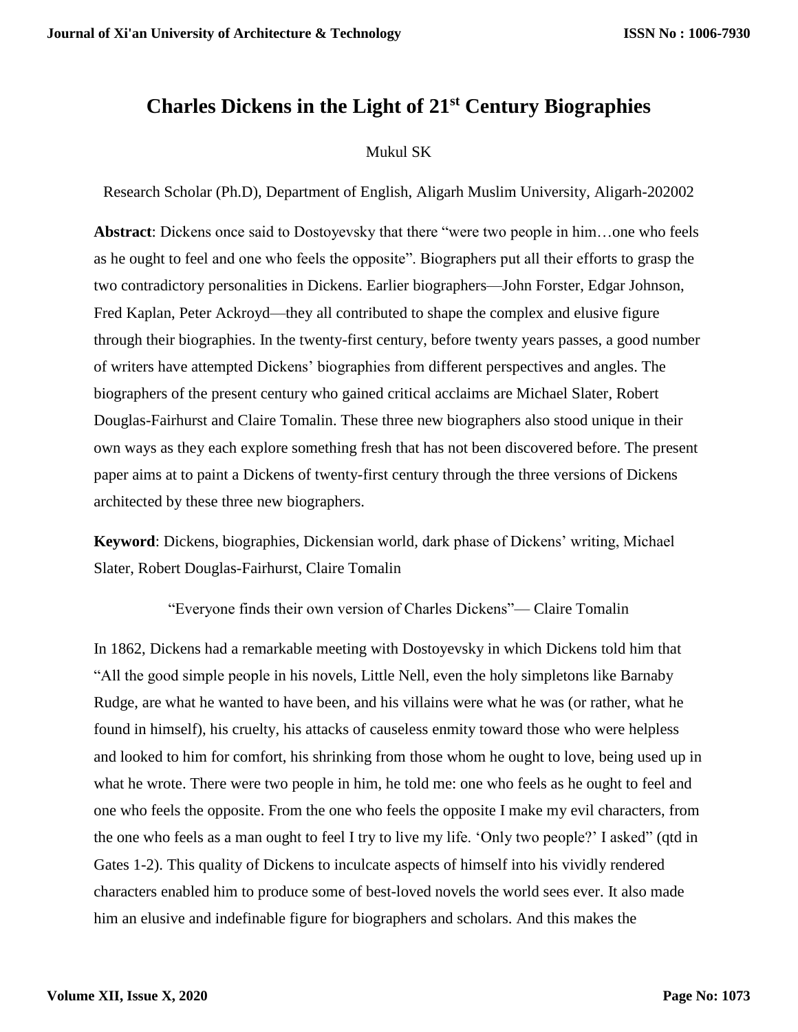# Charles Dickens in the Light of 21st Century Biographies

Mukul SK

Research Scholar (Ph.D), Department of English, Aligarh Muslim University, Aligarh-202002

**Abstract**: Dickens once said to Dostoyevsky that there "were two people in him…one who feels as he ought to feel and one who feels the opposite". Biographers put all their efforts to grasp the two contradictory personalities in Dickens. Earlier biographers—John Forster, Edgar Johnson, Fred Kaplan, Peter Ackroyd—they all contributed to shape the complex and elusive figure through their biographies. In the twenty-first century, before twenty years passes, a good number of writers have attempted Dickens' biographies from different perspectives and angles. The biographers of the present century who gained critical acclaims are Michael Slater, Robert Douglas-Fairhurst and Claire Tomalin. These three new biographers also stood unique in their own ways as they each explore something fresh that has not been discovered before. The present paper aims at to paint a Dickens of twenty-first century through the three versions of Dickens architected by these three new biographers.

**Keyword**: Dickens, biographies, Dickensian world, dark phase of Dickens' writing, Michael Slater, Robert Douglas-Fairhurst, Claire Tomalin

"Everyone finds their own version of Charles Dickens"— Claire Tomalin

In 1862, Dickens had a remarkable meeting with Dostoyevsky in which Dickens told him that "All the good simple people in his novels, Little Nell, even the holy simpletons like Barnaby Rudge, are what he wanted to have been, and his villains were what he was (or rather, what he found in himself), his cruelty, his attacks of causeless enmity toward those who were helpless and looked to him for comfort, his shrinking from those whom he ought to love, being used up in what he wrote. There were two people in him, he told me: one who feels as he ought to feel and one who feels the opposite. From the one who feels the opposite I make my evil characters, from the one who feels as a man ought to feel I try to live my life. 'Only two people?' I asked" (qtd in Gates 1-2). This quality of Dickens to inculcate aspects of himself into his vividly rendered characters enabled him to produce some of best-loved novels the world sees ever. It also made him an elusive and indefinable figure for biographers and scholars. And this makes the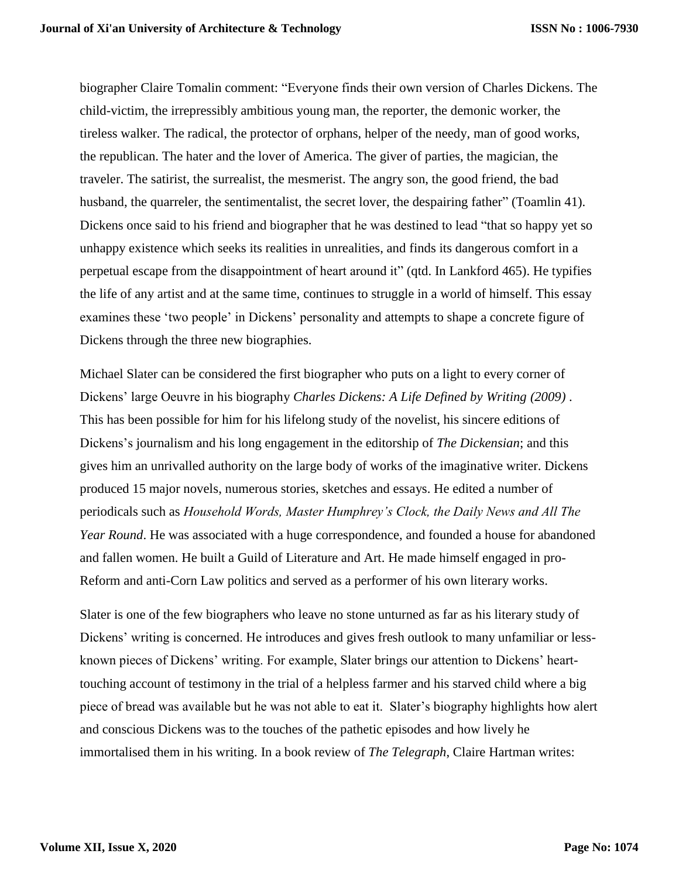biographer Claire Tomalin comment: "Everyone finds their own version of Charles Dickens. The child-victim, the irrepressibly ambitious young man, the reporter, the demonic worker, the tireless walker. The radical, the protector of orphans, helper of the needy, man of good works, the republican. The hater and the lover of America. The giver of parties, the magician, the traveler. The satirist, the surrealist, the mesmerist. The angry son, the good friend, the bad husband, the quarreler, the sentimentalist, the secret lover, the despairing father" (Toamlin 41). Dickens once said to his friend and biographer that he was destined to lead "that so happy yet so unhappy existence which seeks its realities in unrealities, and finds its dangerous comfort in a perpetual escape from the disappointment of heart around it" (qtd. In Lankford 465). He typifies the life of any artist and at the same time, continues to struggle in a world of himself. This essay examines these 'two people' in Dickens' personality and attempts to shape a concrete figure of Dickens through the three new biographies.

Michael Slater can be considered the first biographer who puts on a light to every corner of Dickens' large Oeuvre in his biography *Charles Dickens: A Life Defined by Writing (2009)* . This has been possible for him for his lifelong study of the novelist, his sincere editions of Dickens's journalism and his long engagement in the editorship of *The Dickensian*; and this gives him an unrivalled authority on the large body of works of the imaginative writer. Dickens produced 15 major novels, numerous stories, sketches and essays. He edited a number of periodicals such as *Household Words, Master Humphrey's Clock, the Daily News and All The Year Round*. He was associated with a huge correspondence, and founded a house for abandoned and fallen women. He built a Guild of Literature and Art. He made himself engaged in pro-Reform and anti-Corn Law politics and served as a performer of his own literary works.

Slater is one of the few biographers who leave no stone unturned as far as his literary study of Dickens' writing is concerned. He introduces and gives fresh outlook to many unfamiliar or less-known pieces of Dickens' writing. For example, Slater brings our attention to Dickens' heart-touching account of testimony in the trial of a helpless farmer and his starved child where a big piece of bread was available but he was not able to eat it. Slater's biography highlights how alert and conscious Dickens was to the touches of the pathetic episodes and how lively he immortalised them in his writing. In a book review of *The Telegraph*, Claire Hartman writes: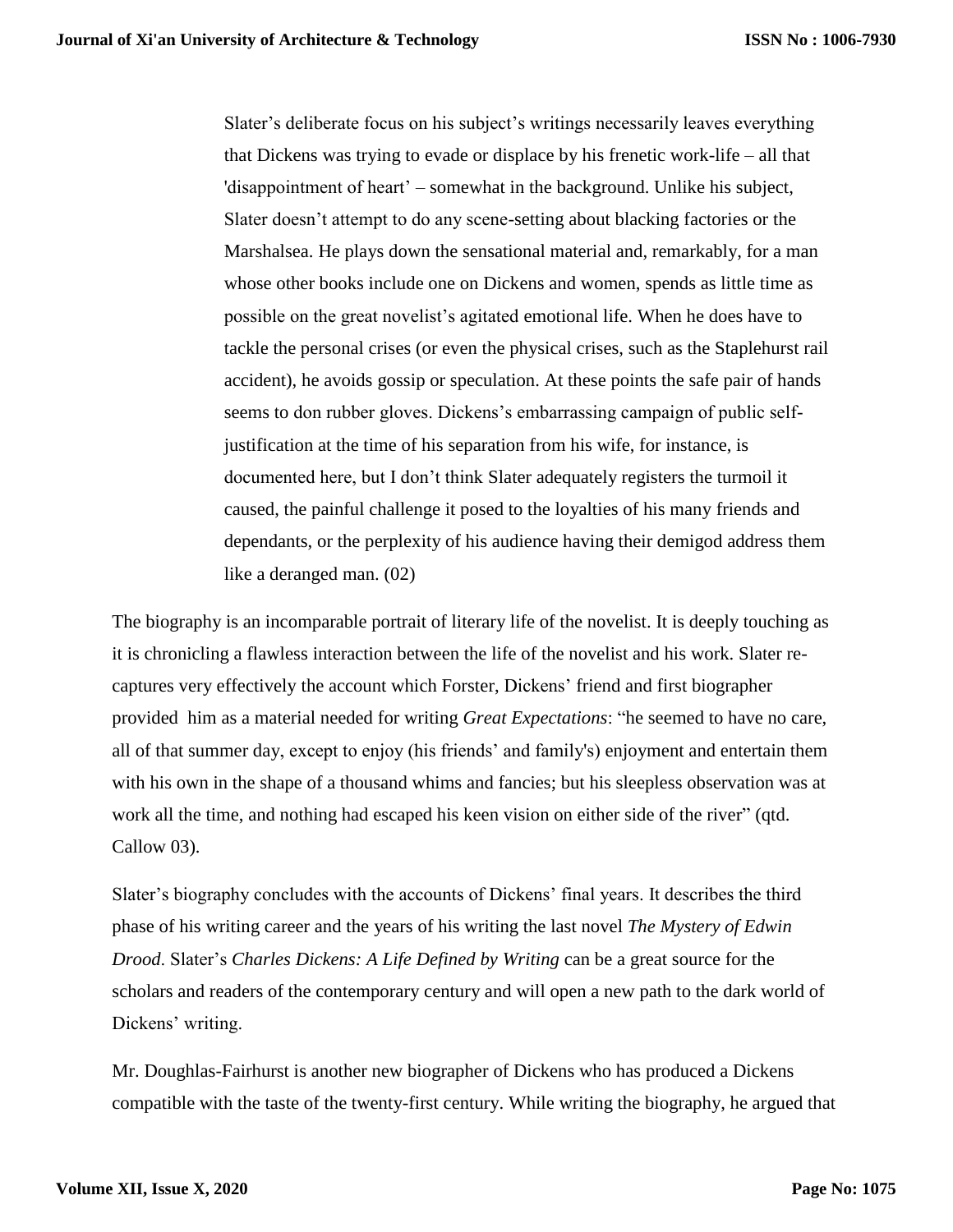> Slater's deliberate focus on his subject's writings necessarily leaves everything that Dickens was trying to evade or displace by his frenetic work-life – all that 'disappointment of heart' – somewhat in the background. Unlike his subject, Slater doesn't attempt to do any scene-setting about blacking factories or the Marshalsea. He plays down the sensational material and, remarkably, for a man whose other books include one on Dickens and women, spends as little time as possible on the great novelist's agitated emotional life. When he does have to tackle the personal crises (or even the physical crises, such as the Staplehurst rail accident), he avoids gossip or speculation. At these points the safe pair of hands seems to don rubber gloves. Dickens's embarrassing campaign of public self-justification at the time of his separation from his wife, for instance, is documented here, but I don't think Slater adequately registers the turmoil it caused, the painful challenge it posed to the loyalties of his many friends and dependants, or the perplexity of his audience having their demigod address them like a deranged man. (02)

The biography is an incomparable portrait of literary life of the novelist. It is deeply touching as it is chronicling a flawless interaction between the life of the novelist and his work. Slater re-captures very effectively the account which Forster, Dickens' friend and first biographer provided him as a material needed for writing *Great Expectations*: "he seemed to have no care, all of that summer day, except to enjoy (his friends' and family's) enjoyment and entertain them with his own in the shape of a thousand whims and fancies; but his sleepless observation was at work all the time, and nothing had escaped his keen vision on either side of the river" (qtd. Callow 03).

Slater's biography concludes with the accounts of Dickens' final years. It describes the third phase of his writing career and the years of his writing the last novel *The Mystery of Edwin Drood*. Slater's *Charles Dickens: A Life Defined by Writing* can be a great source for the scholars and readers of the contemporary century and will open a new path to the dark world of Dickens' writing.

Mr. Doughlas-Fairhurst is another new biographer of Dickens who has produced a Dickens compatible with the taste of the twenty-first century. While writing the biography, he argued that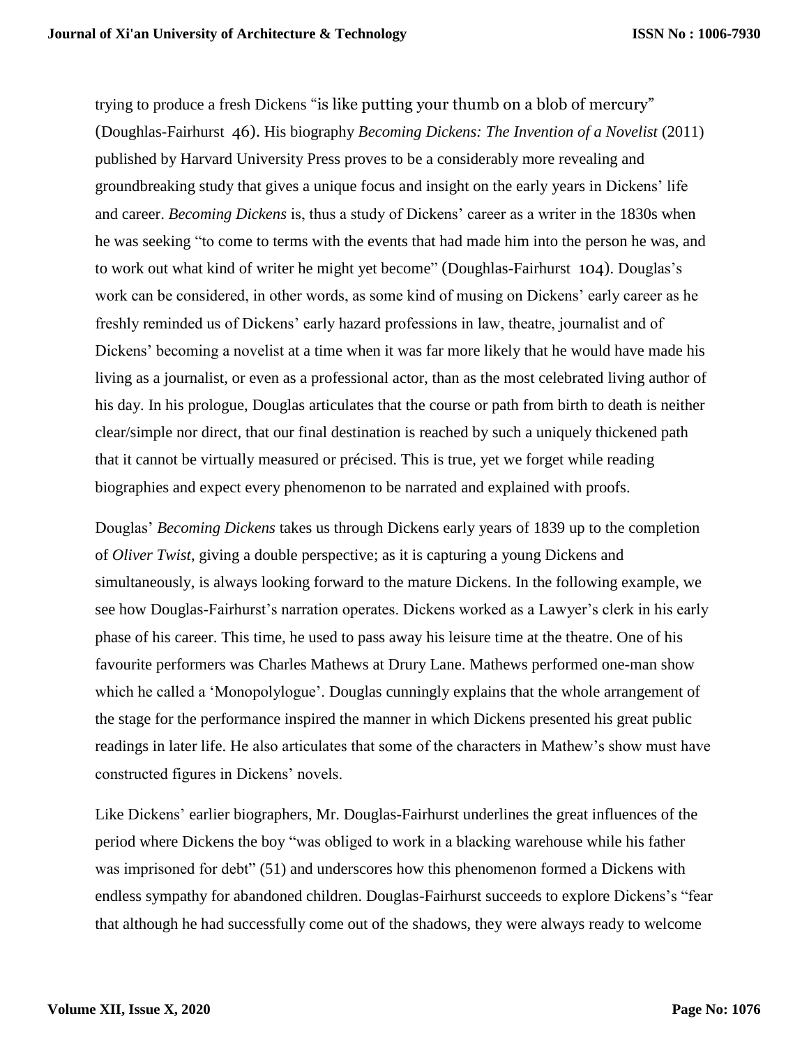trying to produce a fresh Dickens "is like putting your thumb on a blob of mercury" (Doughlas-Fairhurst 46). His biography *Becoming Dickens: The Invention of a Novelist* (2011) published by Harvard University Press proves to be a considerably more revealing and groundbreaking study that gives a unique focus and insight on the early years in Dickens' life and career. *Becoming Dickens* is, thus a study of Dickens' career as a writer in the 1830s when he was seeking "to come to terms with the events that had made him into the person he was, and to work out what kind of writer he might yet become" (Doughlas-Fairhurst 104). Douglas's work can be considered, in other words, as some kind of musing on Dickens' early career as he freshly reminded us of Dickens' early hazard professions in law, theatre, journalist and of Dickens' becoming a novelist at a time when it was far more likely that he would have made his living as a journalist, or even as a professional actor, than as the most celebrated living author of his day. In his prologue, Douglas articulates that the course or path from birth to death is neither clear/simple nor direct, that our final destination is reached by such a uniquely thickened path that it cannot be virtually measured or précised. This is true, yet we forget while reading biographies and expect every phenomenon to be narrated and explained with proofs.

Douglas' *Becoming Dickens* takes us through Dickens early years of 1839 up to the completion of *Oliver Twist*, giving a double perspective; as it is capturing a young Dickens and simultaneously, is always looking forward to the mature Dickens. In the following example, we see how Douglas-Fairhurst's narration operates. Dickens worked as a Lawyer's clerk in his early phase of his career. This time, he used to pass away his leisure time at the theatre. One of his favourite performers was Charles Mathews at Drury Lane. Mathews performed one-man show which he called a 'Monopolylogue'. Douglas cunningly explains that the whole arrangement of the stage for the performance inspired the manner in which Dickens presented his great public readings in later life. He also articulates that some of the characters in Mathew's show must have constructed figures in Dickens' novels.

Like Dickens' earlier biographers, Mr. Douglas-Fairhurst underlines the great influences of the period where Dickens the boy "was obliged to work in a blacking warehouse while his father was imprisoned for debt" (51) and underscores how this phenomenon formed a Dickens with endless sympathy for abandoned children. Douglas-Fairhurst succeeds to explore Dickens's "fear that although he had successfully come out of the shadows, they were always ready to welcome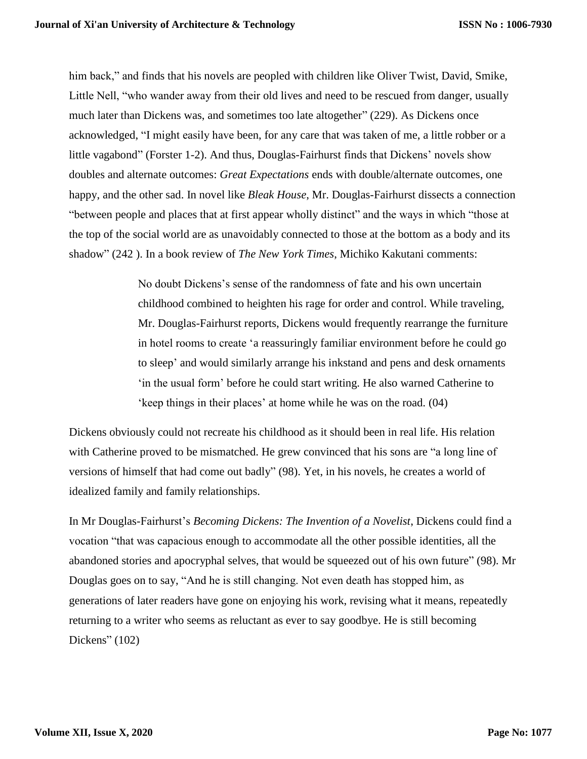him back," and finds that his novels are peopled with children like Oliver Twist, David, Smike, Little Nell, "who wander away from their old lives and need to be rescued from danger, usually much later than Dickens was, and sometimes too late altogether" (229). As Dickens once acknowledged, "I might easily have been, for any care that was taken of me, a little robber or a little vagabond" (Forster 1-2). And thus, Douglas-Fairhurst finds that Dickens' novels show doubles and alternate outcomes: *Great Expectations* ends with double/alternate outcomes, one happy, and the other sad. In novel like *Bleak House*, Mr. Douglas-Fairhurst dissects a connection "between people and places that at first appear wholly distinct" and the ways in which "those at the top of the social world are as unavoidably connected to those at the bottom as a body and its shadow" (242 ). In a book review of *The New York Times*, Michiko Kakutani comments:

> No doubt Dickens's sense of the randomness of fate and his own uncertain childhood combined to heighten his rage for order and control. While traveling, Mr. Douglas-Fairhurst reports, Dickens would frequently rearrange the furniture in hotel rooms to create 'a reassuringly familiar environment before he could go to sleep' and would similarly arrange his inkstand and pens and desk ornaments 'in the usual form' before he could start writing. He also warned Catherine to 'keep things in their places' at home while he was on the road. (04)

Dickens obviously could not recreate his childhood as it should been in real life. His relation with Catherine proved to be mismatched. He grew convinced that his sons are "a long line of versions of himself that had come out badly" (98). Yet, in his novels, he creates a world of idealized family and family relationships.

In Mr Douglas-Fairhurst's *Becoming Dickens: The Invention of a Novelist*, Dickens could find a vocation "that was capacious enough to accommodate all the other possible identities, all the abandoned stories and apocryphal selves, that would be squeezed out of his own future" (98). Mr Douglas goes on to say, "And he is still changing. Not even death has stopped him, as generations of later readers have gone on enjoying his work, revising what it means, repeatedly returning to a writer who seems as reluctant as ever to say goodbye. He is still becoming Dickens" (102)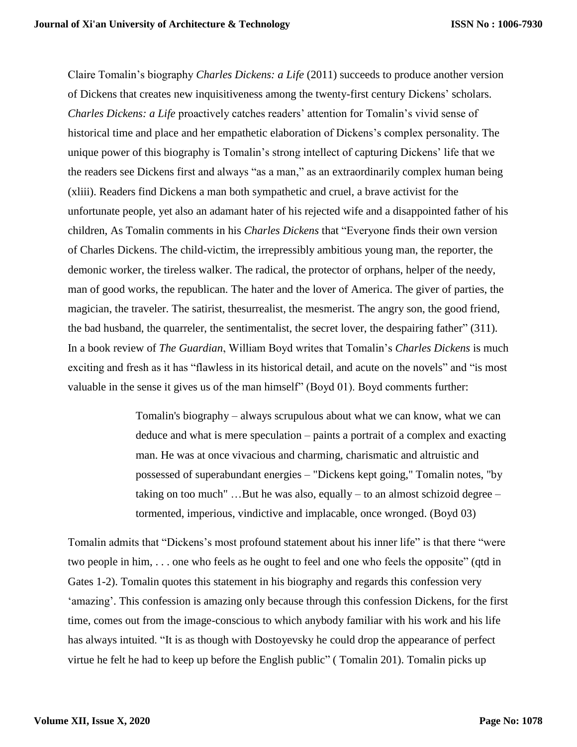Claire Tomalin's biography *Charles Dickens: a Life* (2011) succeeds to produce another version of Dickens that creates new inquisitiveness among the twenty-first century Dickens' scholars. *Charles Dickens: a Life* proactively catches readers' attention for Tomalin's vivid sense of historical time and place and her empathetic elaboration of Dickens's complex personality. The unique power of this biography is Tomalin's strong intellect of capturing Dickens' life that we the readers see Dickens first and always "as a man," as an extraordinarily complex human being (xliii). Readers find Dickens a man both sympathetic and cruel, a brave activist for the unfortunate people, yet also an adamant hater of his rejected wife and a disappointed father of his children, As Tomalin comments in his *Charles Dickens* that "Everyone finds their own version of Charles Dickens. The child-victim, the irrepressibly ambitious young man, the reporter, the demonic worker, the tireless walker. The radical, the protector of orphans, helper of the needy, man of good works, the republican. The hater and the lover of America. The giver of parties, the magician, the traveler. The satirist, thesurrealist, the mesmerist. The angry son, the good friend, the bad husband, the quarreler, the sentimentalist, the secret lover, the despairing father" (311). In a book review of *The Guardian*, William Boyd writes that Tomalin's *Charles Dickens* is much exciting and fresh as it has "flawless in its historical detail, and acute on the novels" and "is most valuable in the sense it gives us of the man himself" (Boyd 01). Boyd comments further:

> Tomalin's biography – always scrupulous about what we can know, what we can deduce and what is mere speculation – paints a portrait of a complex and exacting man. He was at once vivacious and charming, charismatic and altruistic and possessed of superabundant energies – "Dickens kept going," Tomalin notes, "by taking on too much" …But he was also, equally – to an almost schizoid degree – tormented, imperious, vindictive and implacable, once wronged. (Boyd 03)

Tomalin admits that "Dickens's most profound statement about his inner life" is that there "were two people in him, . . . one who feels as he ought to feel and one who feels the opposite" (qtd in Gates 1-2). Tomalin quotes this statement in his biography and regards this confession very 'amazing'. This confession is amazing only because through this confession Dickens, for the first time, comes out from the image-conscious to which anybody familiar with his work and his life has always intuited. "It is as though with Dostoyevsky he could drop the appearance of perfect virtue he felt he had to keep up before the English public" ( Tomalin 201). Tomalin picks up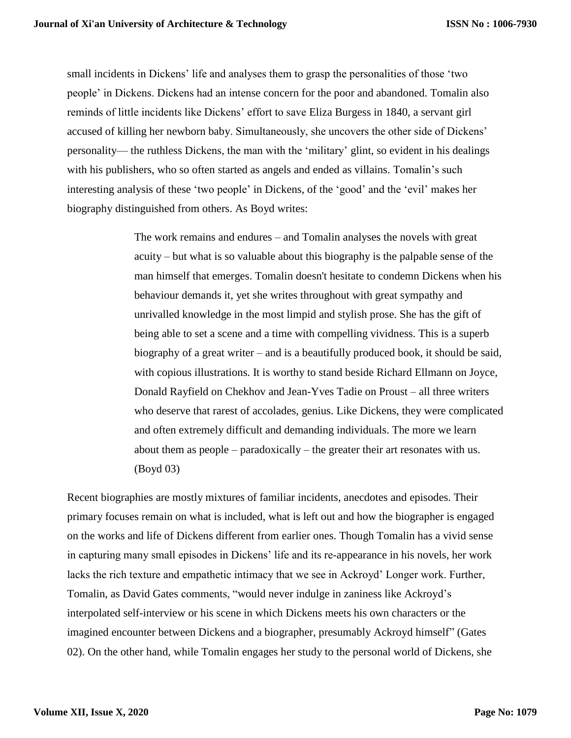small incidents in Dickens' life and analyses them to grasp the personalities of those 'two people' in Dickens. Dickens had an intense concern for the poor and abandoned. Tomalin also reminds of little incidents like Dickens' effort to save Eliza Burgess in 1840, a servant girl accused of killing her newborn baby. Simultaneously, she uncovers the other side of Dickens' personality— the ruthless Dickens, the man with the 'military' glint, so evident in his dealings with his publishers, who so often started as angels and ended as villains. Tomalin's such interesting analysis of these 'two people' in Dickens, of the 'good' and the 'evil' makes her biography distinguished from others. As Boyd writes:

> The work remains and endures – and Tomalin analyses the novels with great acuity – but what is so valuable about this biography is the palpable sense of the man himself that emerges. Tomalin doesn't hesitate to condemn Dickens when his behaviour demands it, yet she writes throughout with great sympathy and unrivalled knowledge in the most limpid and stylish prose. She has the gift of being able to set a scene and a time with compelling vividness. This is a superb biography of a great writer – and is a beautifully produced book, it should be said, with copious illustrations. It is worthy to stand beside Richard Ellmann on Joyce, Donald Rayfield on Chekhov and Jean-Yves Tadie on Proust – all three writers who deserve that rarest of accolades, genius. Like Dickens, they were complicated and often extremely difficult and demanding individuals. The more we learn about them as people – paradoxically – the greater their art resonates with us. (Boyd 03)

Recent biographies are mostly mixtures of familiar incidents, anecdotes and episodes. Their primary focuses remain on what is included, what is left out and how the biographer is engaged on the works and life of Dickens different from earlier ones. Though Tomalin has a vivid sense in capturing many small episodes in Dickens' life and its re-appearance in his novels, her work lacks the rich texture and empathetic intimacy that we see in Ackroyd' Longer work. Further, Tomalin, as David Gates comments, "would never indulge in zaniness like Ackroyd's interpolated self-interview or his scene in which Dickens meets his own characters or the imagined encounter between Dickens and a biographer, presumably Ackroyd himself" (Gates 02). On the other hand, while Tomalin engages her study to the personal world of Dickens, she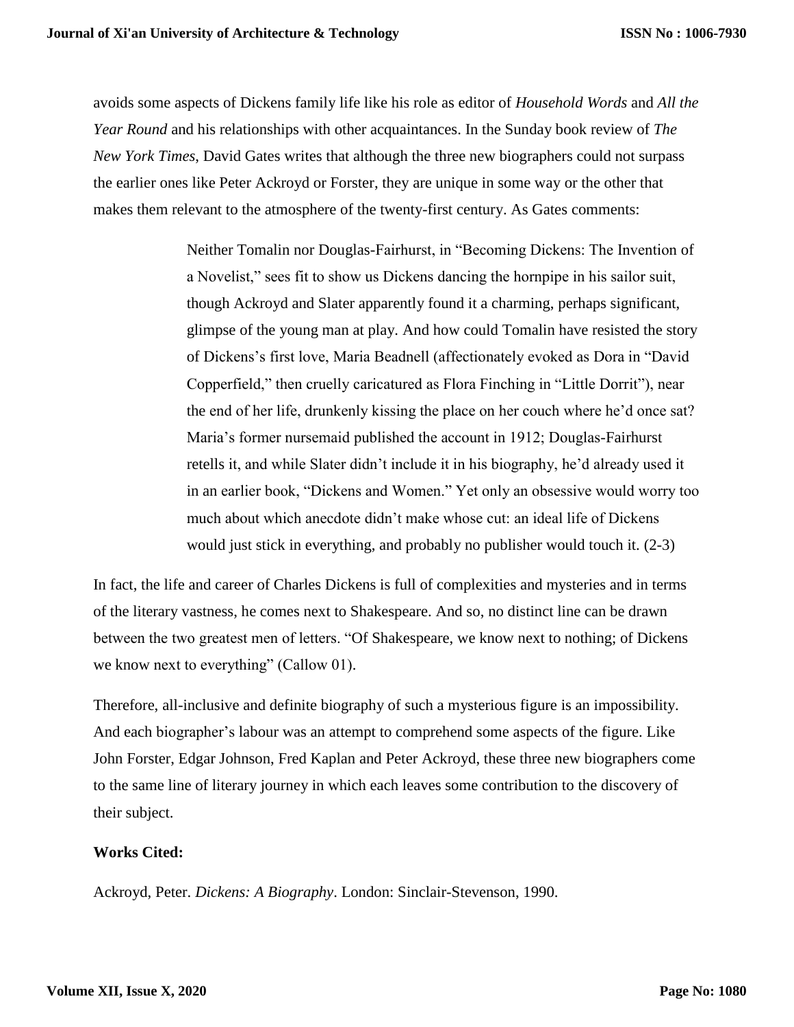avoids some aspects of Dickens family life like his role as editor of *Household Words* and *All the Year Round* and his relationships with other acquaintances. In the Sunday book review of *The New York Times*, David Gates writes that although the three new biographers could not surpass the earlier ones like Peter Ackroyd or Forster, they are unique in some way or the other that makes them relevant to the atmosphere of the twenty-first century. As Gates comments:

> Neither Tomalin nor Douglas-Fairhurst, in "Becoming Dickens: The Invention of a Novelist," sees fit to show us Dickens dancing the hornpipe in his sailor suit, though Ackroyd and Slater apparently found it a charming, perhaps significant, glimpse of the young man at play. And how could Tomalin have resisted the story of Dickens's first love, Maria Beadnell (affectionately evoked as Dora in "David Copperfield," then cruelly caricatured as Flora Finching in "Little Dorrit"), near the end of her life, drunkenly kissing the place on her couch where he'd once sat? Maria's former nursemaid published the account in 1912; Douglas-Fairhurst retells it, and while Slater didn't include it in his biography, he'd already used it in an earlier book, "Dickens and Women." Yet only an obsessive would worry too much about which anecdote didn't make whose cut: an ideal life of Dickens would just stick in everything, and probably no publisher would touch it. (2-3)

In fact, the life and career of Charles Dickens is full of complexities and mysteries and in terms of the literary vastness, he comes next to Shakespeare. And so, no distinct line can be drawn between the two greatest men of letters. "Of Shakespeare, we know next to nothing; of Dickens we know next to everything" (Callow 01).

Therefore, all-inclusive and definite biography of such a mysterious figure is an impossibility. And each biographer's labour was an attempt to comprehend some aspects of the figure. Like John Forster, Edgar Johnson, Fred Kaplan and Peter Ackroyd, these three new biographers come to the same line of literary journey in which each leaves some contribution to the discovery of their subject.

**Works Cited:**

Ackroyd, Peter. *Dickens: A Biography*. London: Sinclair-Stevenson, 1990.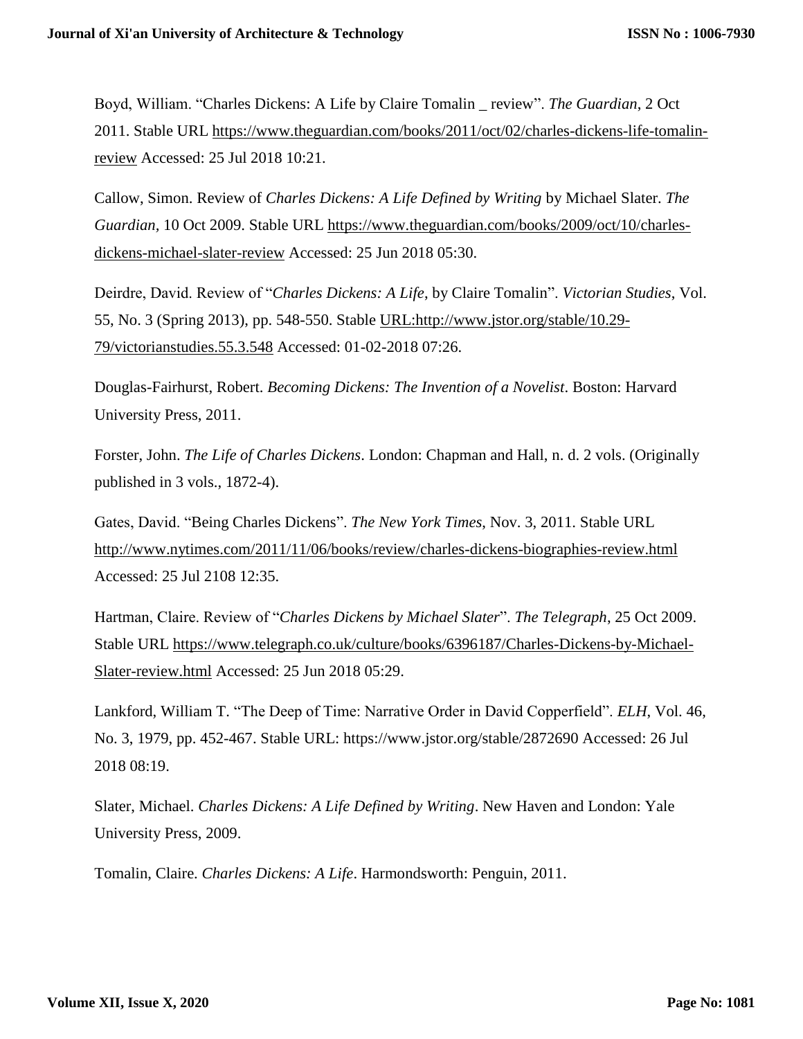Boyd, William. "Charles Dickens: A Life by Claire Tomalin _ review". *The Guardian*, 2 Oct 2011. Stable URL https://www.theguardian.com/books/2011/oct/02/charles-dickens-life-tomalin-review Accessed: 25 Jul 2018 10:21.

Callow, Simon. Review of *Charles Dickens: A Life Defined by Writing* by Michael Slater. *The Guardian*, 10 Oct 2009. Stable URL https://www.theguardian.com/books/2009/oct/10/charles-dickens-michael-slater-review Accessed: 25 Jun 2018 05:30.

Deirdre, David. Review of "*Charles Dickens: A Life*, by Claire Tomalin". *Victorian Studies*, Vol. 55, No. 3 (Spring 2013), pp. 548-550. Stable URL:http://www.jstor.org/stable/10.29-79/victorianstudies.55.3.548 Accessed: 01-02-2018 07:26.

Douglas-Fairhurst, Robert. *Becoming Dickens: The Invention of a Novelist*. Boston: Harvard University Press, 2011.

Forster, John. *The Life of Charles Dickens*. London: Chapman and Hall, n. d. 2 vols. (Originally published in 3 vols., 1872-4).

Gates, David. "Being Charles Dickens". *The New York Times*, Nov. 3, 2011. Stable URL http://www.nytimes.com/2011/11/06/books/review/charles-dickens-biographies-review.html Accessed: 25 Jul 2108 12:35.

Hartman, Claire. Review of "*Charles Dickens by Michael Slater*". *The Telegraph*, 25 Oct 2009. Stable URL https://www.telegraph.co.uk/culture/books/6396187/Charles-Dickens-by-Michael-Slater-review.html Accessed: 25 Jun 2018 05:29.

Lankford, William T. "The Deep of Time: Narrative Order in David Copperfield". *ELH*, Vol. 46, No. 3, 1979, pp. 452-467. Stable URL: https://www.jstor.org/stable/2872690 Accessed: 26 Jul 2018 08:19.

Slater, Michael. *Charles Dickens: A Life Defined by Writing*. New Haven and London: Yale University Press, 2009.

Tomalin, Claire. *Charles Dickens: A Life*. Harmondsworth: Penguin, 2011.